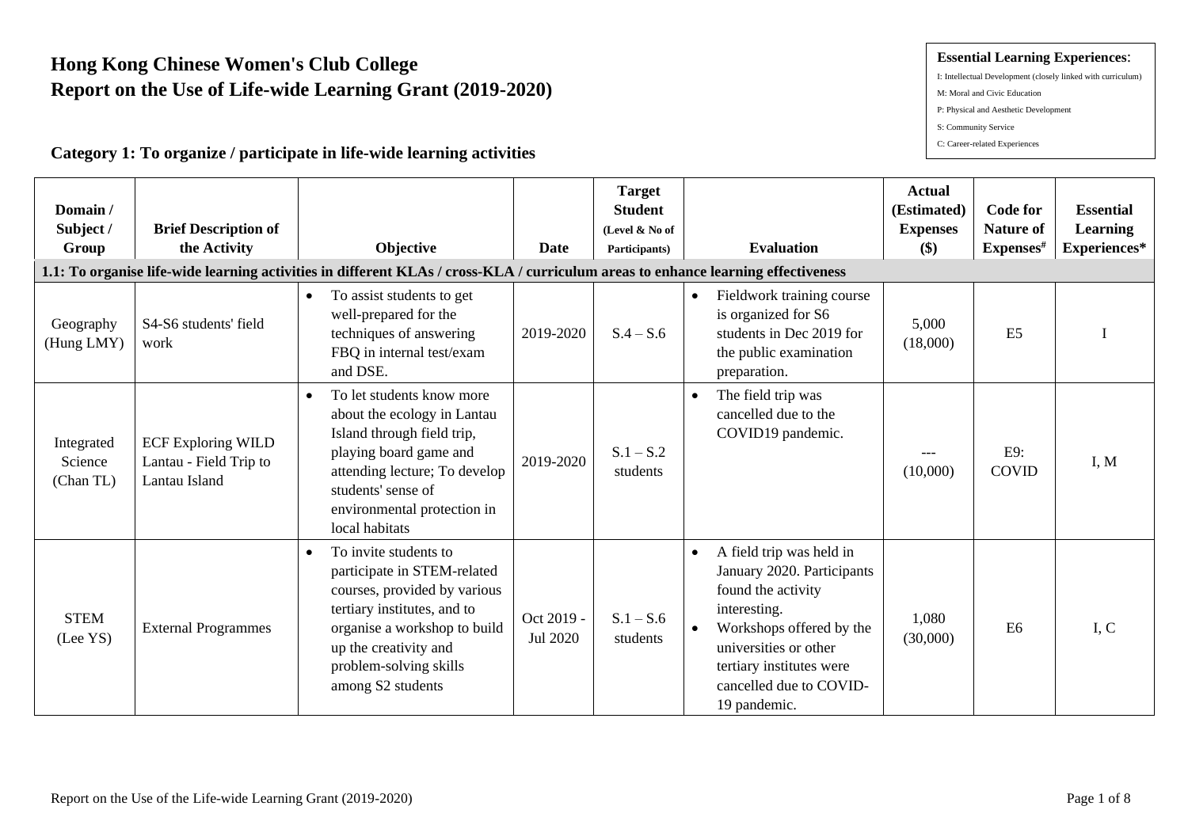# Hong Kong Chinese Women's Club College
# Report on the Use of Life-wide Learning Grant (2019-2020)

**Essential Learning Experiences**:
I: Intellectual Development (closely linked with curriculum)
M: Moral and Civic Education
P: Physical and Aesthetic Development
S: Community Service
C: Career-related Experiences

## Category 1: To organize / participate in life-wide learning activities

| Domain / Subject / Group | Brief Description of the Activity | Objective | Date | Target Student (Level & No of Participants) | Evaluation | Actual (Estimated) Expenses ($) | Code for Nature of Expenses# | Essential Learning Experiences* |
|---|---|---|---|---|---|---|---|---|
| **1.1: To organise life-wide learning activities in different KLAs / cross-KLA / curriculum areas to enhance learning effectiveness** | | | | | | | | |
| Geography (Hung LMY) | S4-S6 students' field work | • To assist students to get well-prepared for the techniques of answering FBQ in internal test/exam and DSE. | 2019-2020 | S.4 – S.6 | • Fieldwork training course is organized for S6 students in Dec 2019 for the public examination preparation. | 5,000 (18,000) | E5 | I |
| Integrated Science (Chan TL) | ECF Exploring WILD Lantau - Field Trip to Lantau Island | • To let students know more about the ecology in Lantau Island through field trip, playing board game and attending lecture; To develop students' sense of environmental protection in local habitats | 2019-2020 | S.1 – S.2 students | • The field trip was cancelled due to the COVID19 pandemic. | --- (10,000) | E9: COVID | I, M |
| STEM (Lee YS) | External Programmes | • To invite students to participate in STEM-related courses, provided by various tertiary institutes, and to organise a workshop to build up the creativity and problem-solving skills among S2 students | Oct 2019 - Jul 2020 | S.1 – S.6 students | • A field trip was held in January 2020. Participants found the activity interesting.<br>• Workshops offered by the universities or other tertiary institutes were cancelled due to COVID-19 pandemic. | 1,080 (30,000) | E6 | I, C |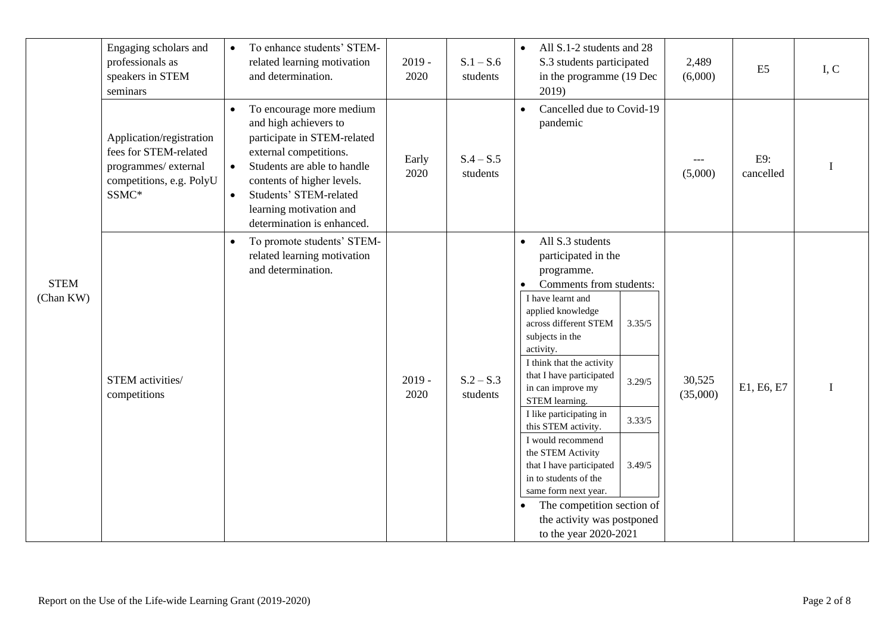| STEM (Chan KW) | Engaging scholars and professionals as speakers in STEM seminars | • To enhance students' STEM-related learning motivation and determination. | 2019 - 2020 | S.1 – S.6 students | • All S.1-2 students and 28 S.3 students participated in the programme (19 Dec 2019) | 2,489 (6,000) | E5 | I, C |
|---|---|---|---|---|---|---|---|---|
| | Application/registration fees for STEM-related programmes/ external competitions, e.g. PolyU SSMC* | • To encourage more medium and high achievers to participate in STEM-related external competitions.<br>• Students are able to handle contents of higher levels.<br>• Students' STEM-related learning motivation and determination is enhanced. | Early 2020 | S.4 – S.5 students | • Cancelled due to Covid-19 pandemic | --- (5,000) | E9: cancelled | I |
| | STEM activities/ competitions | • To promote students' STEM-related learning motivation and determination. | 2019 - 2020 | S.2 – S.3 students | • All S.3 students participated in the programme.<br>• Comments from students:<br>I have learnt and applied knowledge across different STEM subjects in the activity. — 3.35/5<br>I think that the activity that I have participated in can improve my STEM learning. — 3.29/5<br>I like participating in this STEM activity. — 3.33/5<br>I would recommend the STEM Activity that I have participated in to students of the same form next year. — 3.49/5<br>• The competition section of the activity was postponed to the year 2020-2021 | 30,525 (35,000) | E1, E6, E7 | I |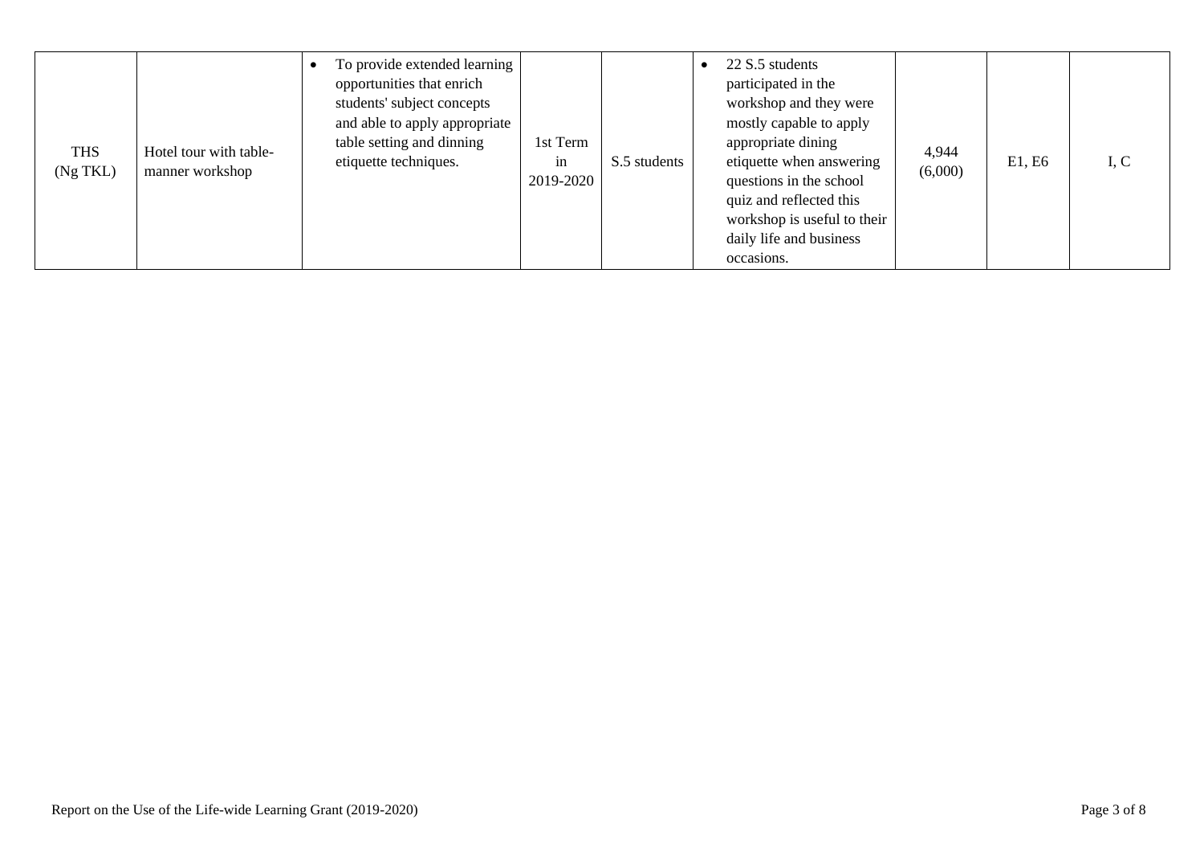| | | | | | | | | |
|---|---|---|---|---|---|---|---|---|
| THS (Ng TKL) | Hotel tour with table-manner workshop | • To provide extended learning opportunities that enrich students' subject concepts and able to apply appropriate table setting and dinning etiquette techniques. | 1st Term in 2019-2020 | S.5 students | • 22 S.5 students participated in the workshop and they were mostly capable to apply appropriate dining etiquette when answering questions in the school quiz and reflected this workshop is useful to their daily life and business occasions. | 4,944 (6,000) | E1, E6 | I, C |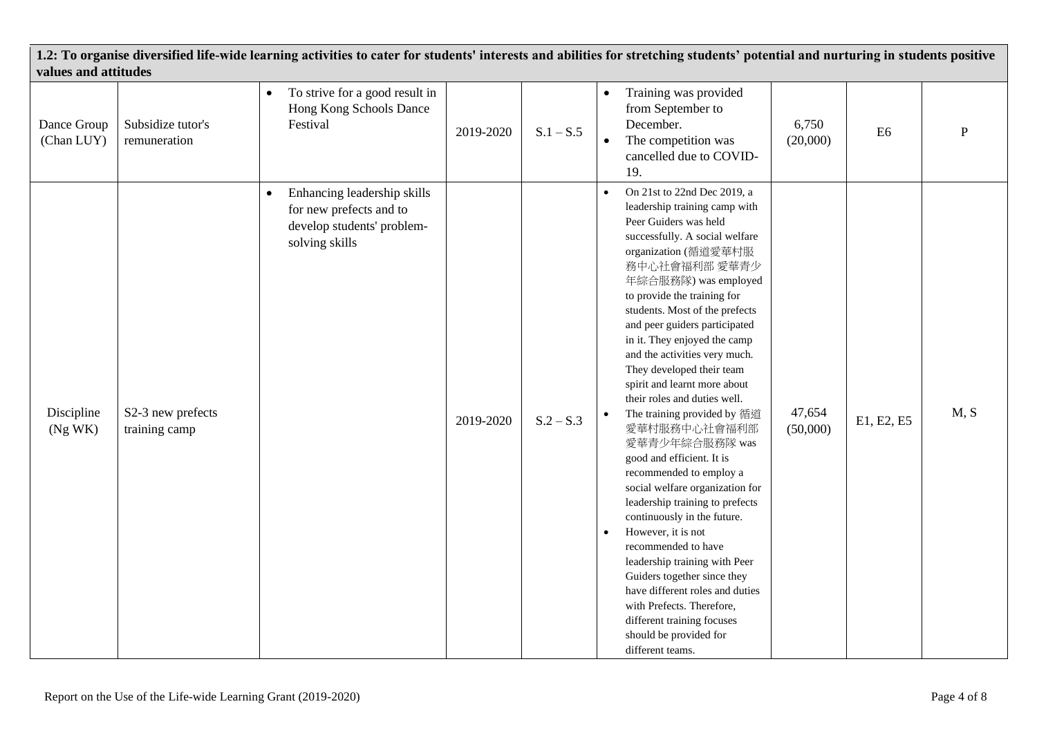**1.2: To organise diversified life-wide learning activities to cater for students' interests and abilities for stretching students' potential and nurturing in students positive values and attitudes**

| | | | | | | | | |
|---|---|---|---|---|---|---|---|---|
| Dance Group (Chan LUY) | Subsidize tutor's remuneration | • To strive for a good result in Hong Kong Schools Dance Festival | 2019-2020 | S.1 – S.5 | • Training was provided from September to December.<br>• The competition was cancelled due to COVID-19. | 6,750 (20,000) | E6 | P |
| Discipline (Ng WK) | S2-3 new prefects training camp | • Enhancing leadership skills for new prefects and to develop students' problem-solving skills | 2019-2020 | S.2 – S.3 | • On 21st to 22nd Dec 2019, a leadership training camp with Peer Guiders was held successfully. A social welfare organization (循道愛華村服務中心社會福利部 愛華青少年綜合服務隊) was employed to provide the training for students. Most of the prefects and peer guiders participated in it. They enjoyed the camp and the activities very much. They developed their team spirit and learnt more about their roles and duties well.<br>• The training provided by 循道愛華村服務中心社會福利部愛華青少年綜合服務隊 was good and efficient. It is recommended to employ a social welfare organization for leadership training to prefects continuously in the future.<br>• However, it is not recommended to have leadership training with Peer Guiders together since they have different roles and duties with Prefects. Therefore, different training focuses should be provided for different teams. | 47,654 (50,000) | E1, E2, E5 | M, S |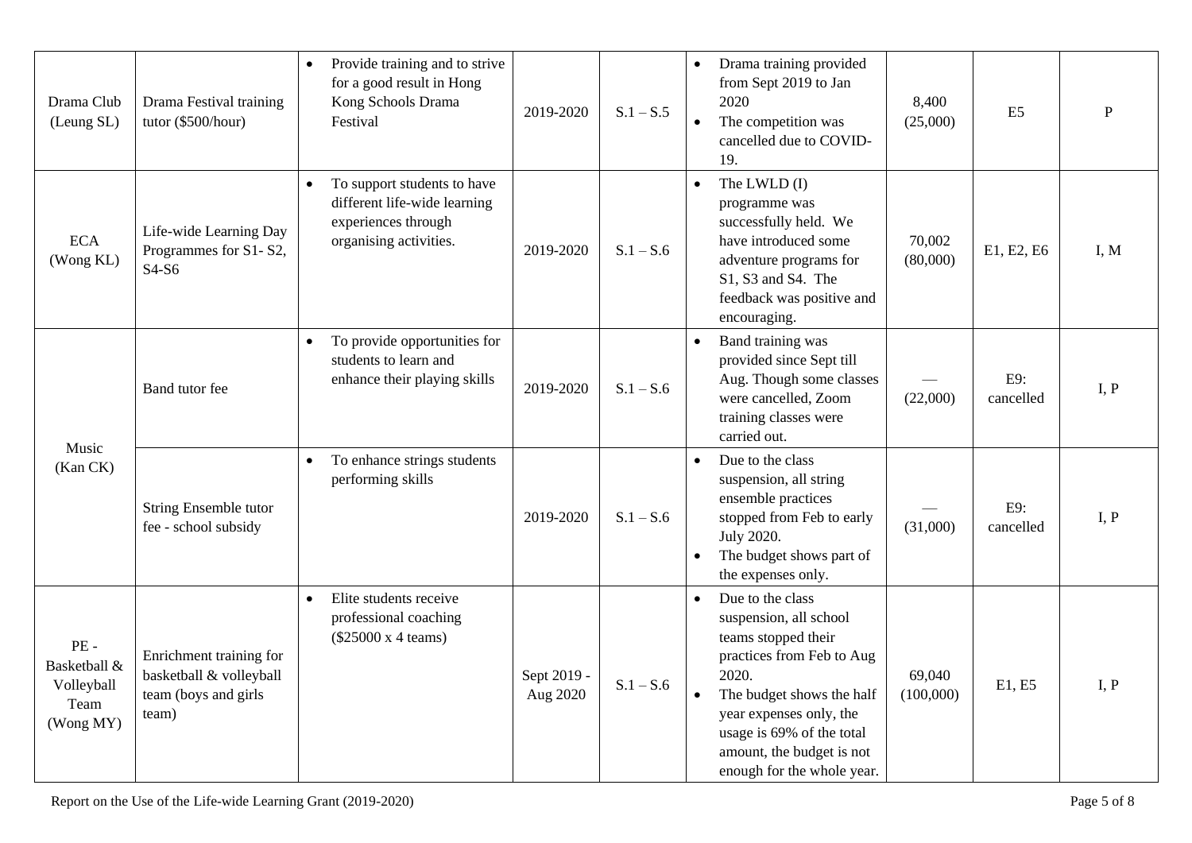| Drama Club (Leung SL) | Drama Festival training tutor ($500/hour) | • Provide training and to strive for a good result in Hong Kong Schools Drama Festival | 2019-2020 | S.1 – S.5 | • Drama training provided from Sept 2019 to Jan 2020<br>• The competition was cancelled due to COVID-19. | 8,400 (25,000) | E5 | P |
|---|---|---|---|---|---|---|---|---|
| ECA (Wong KL) | Life-wide Learning Day Programmes for S1- S2, S4-S6 | • To support students to have different life-wide learning experiences through organising activities. | 2019-2020 | S.1 – S.6 | • The LWLD (I) programme was successfully held. We have introduced some adventure programs for S1, S3 and S4. The feedback was positive and encouraging. | 70,002 (80,000) | E1, E2, E6 | I, M |
| Music (Kan CK) | Band tutor fee | • To provide opportunities for students to learn and enhance their playing skills | 2019-2020 | S.1 – S.6 | • Band training was provided since Sept till Aug. Though some classes were cancelled, Zoom training classes were carried out. | — (22,000) | E9: cancelled | I, P |
| | String Ensemble tutor fee - school subsidy | • To enhance strings students performing skills | 2019-2020 | S.1 – S.6 | • Due to the class suspension, all string ensemble practices stopped from Feb to early July 2020.<br>• The budget shows part of the expenses only. | — (31,000) | E9: cancelled | I, P |
| PE - Basketball & Volleyball Team (Wong MY) | Enrichment training for basketball & volleyball team (boys and girls team) | • Elite students receive professional coaching ($25000 x 4 teams) | Sept 2019 - Aug 2020 | S.1 – S.6 | • Due to the class suspension, all school teams stopped their practices from Feb to Aug 2020.<br>• The budget shows the half year expenses only, the usage is 69% of the total amount, the budget is not enough for the whole year. | 69,040 (100,000) | E1, E5 | I, P |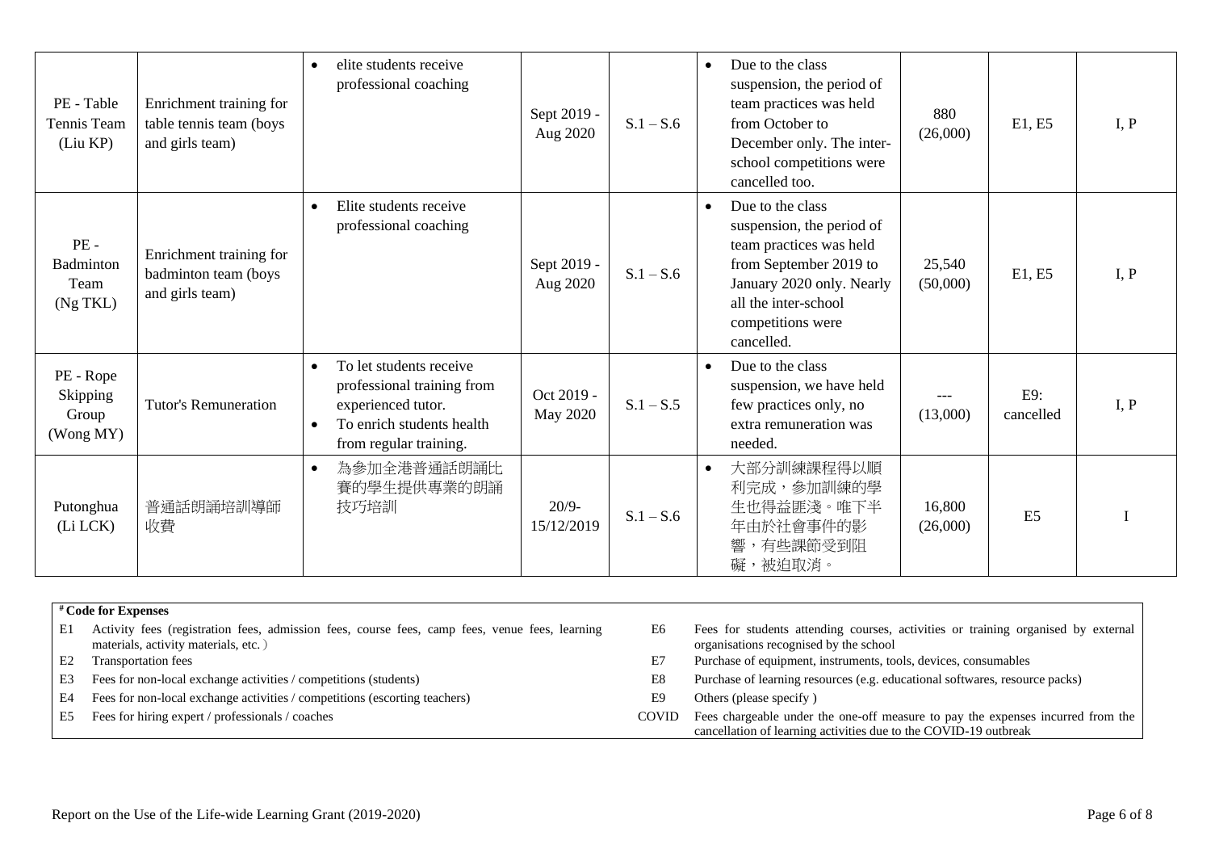| | | | | | | | | |
|---|---|---|---|---|---|---|---|---|
| PE - Table Tennis Team (Liu KP) | Enrichment training for table tennis team (boys and girls team) | • elite students receive professional coaching | Sept 2019 - Aug 2020 | S.1 – S.6 | • Due to the class suspension, the period of team practices was held from October to December only. The inter-school competitions were cancelled too. | 880 (26,000) | E1, E5 | I, P |
| PE - Badminton Team (Ng TKL) | Enrichment training for badminton team (boys and girls team) | • Elite students receive professional coaching | Sept 2019 - Aug 2020 | S.1 – S.6 | • Due to the class suspension, the period of team practices was held from September 2019 to January 2020 only. Nearly all the inter-school competitions were cancelled. | 25,540 (50,000) | E1, E5 | I, P |
| PE - Rope Skipping Group (Wong MY) | Tutor's Remuneration | • To let students receive professional training from experienced tutor.<br>• To enrich students health from regular training. | Oct 2019 - May 2020 | S.1 – S.5 | • Due to the class suspension, we have held few practices only, no extra remuneration was needed. | --- (13,000) | E9: cancelled | I, P |
| Putonghua (Li LCK) | 普通話朗誦培訓導師收費 | • 為參加全港普通話朗誦比賽的學生提供專業的朗誦技巧培訓 | 20/9-15/12/2019 | S.1 – S.6 | • 大部分訓練課程得以順利完成，參加訓練的學生也得益匪淺。唯下半年由於社會事件的影響，有些課節受到阻礙，被迫取消。 | 16,800 (26,000) | E5 | I |

**# Code for Expenses**

| Code | Description | Code | Description |
|---|---|---|---|
| E1 | Activity fees (registration fees, admission fees, course fees, camp fees, venue fees, learning materials, activity materials, etc.) | E6 | Fees for students attending courses, activities or training organised by external organisations recognised by the school |
| E2 | Transportation fees | E7 | Purchase of equipment, instruments, tools, devices, consumables |
| E3 | Fees for non-local exchange activities / competitions (students) | E8 | Purchase of learning resources (e.g. educational softwares, resource packs) |
| E4 | Fees for non-local exchange activities / competitions (escorting teachers) | E9 | Others (please specify ) |
| E5 | Fees for hiring expert / professionals / coaches | COVID | Fees chargeable under the one-off measure to pay the expenses incurred from the cancellation of learning activities due to the COVID-19 outbreak |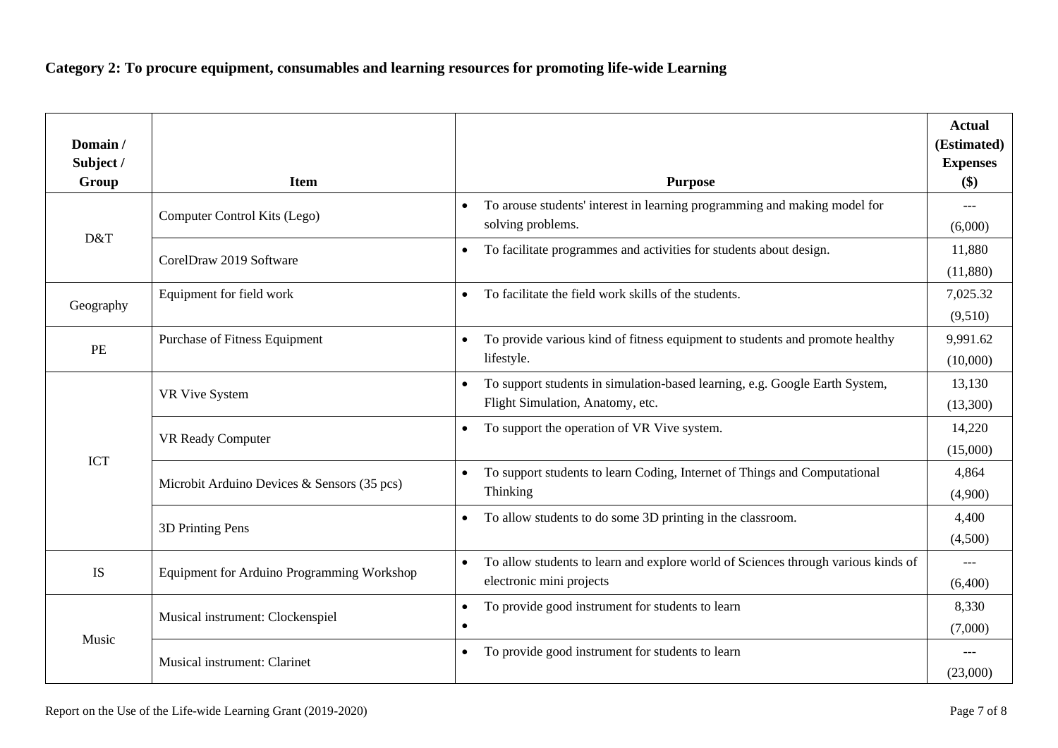### Category 2: To procure equipment, consumables and learning resources for promoting life-wide Learning

| Domain / Subject / Group | Item | Purpose | Actual (Estimated) Expenses ($) |
|---|---|---|---|
| D&T | Computer Control Kits (Lego) | • To arouse students' interest in learning programming and making model for solving problems. | --- (6,000) |
| | CorelDraw 2019 Software | • To facilitate programmes and activities for students about design. | 11,880 (11,880) |
| Geography | Equipment for field work | • To facilitate the field work skills of the students. | 7,025.32 (9,510) |
| PE | Purchase of Fitness Equipment | • To provide various kind of fitness equipment to students and promote healthy lifestyle. | 9,991.62 (10,000) |
| ICT | VR Vive System | • To support students in simulation-based learning, e.g. Google Earth System, Flight Simulation, Anatomy, etc. | 13,130 (13,300) |
| | VR Ready Computer | • To support the operation of VR Vive system. | 14,220 (15,000) |
| | Microbit Arduino Devices & Sensors (35 pcs) | • To support students to learn Coding, Internet of Things and Computational Thinking | 4,864 (4,900) |
| | 3D Printing Pens | • To allow students to do some 3D printing in the classroom. | 4,400 (4,500) |
| IS | Equipment for Arduino Programming Workshop | • To allow students to learn and explore world of Sciences through various kinds of electronic mini projects | --- (6,400) |
| Music | Musical instrument: Clockenspiel | • To provide good instrument for students to learn<br>• | 8,330 (7,000) |
| | Musical instrument: Clarinet | • To provide good instrument for students to learn | --- (23,000) |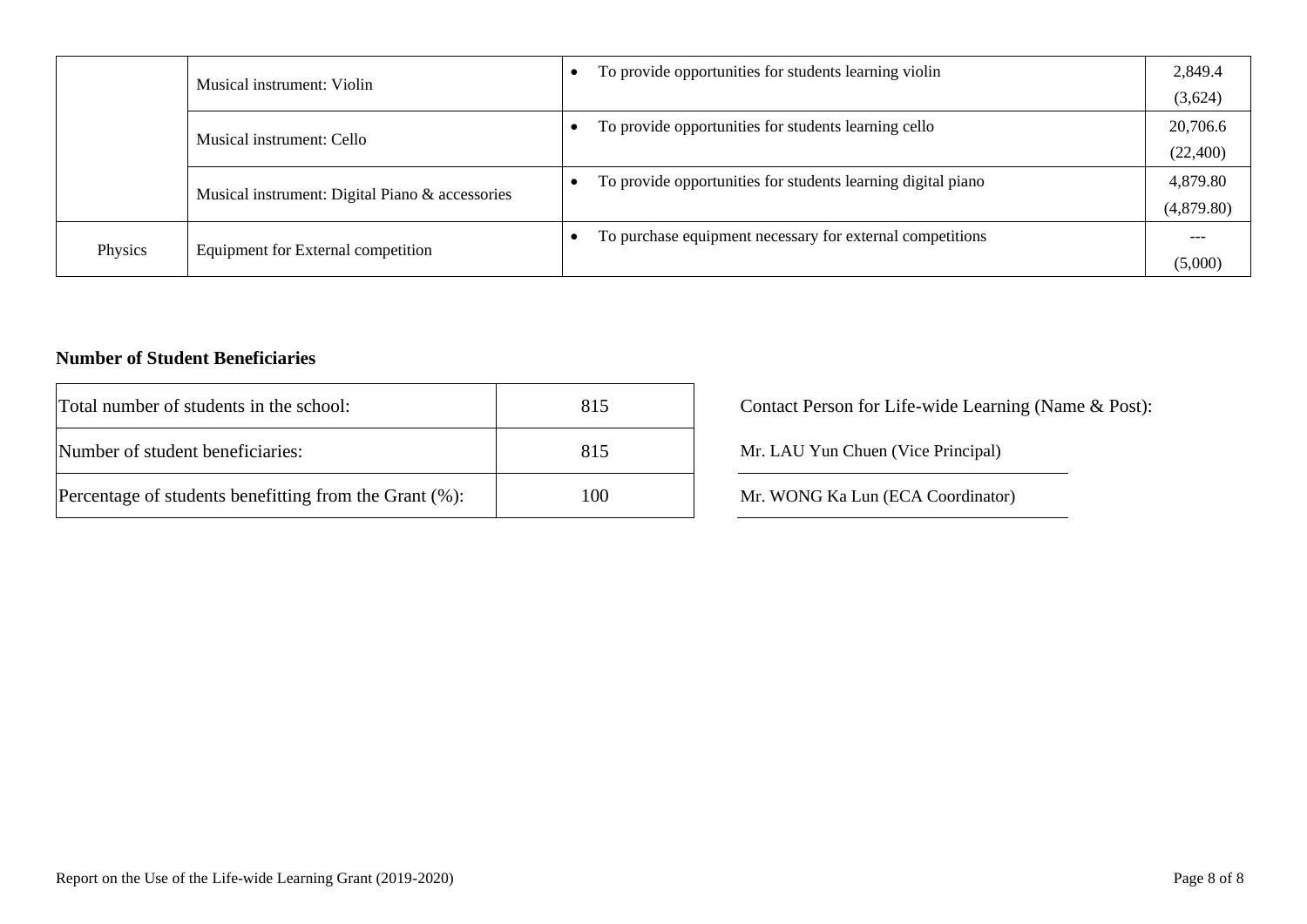| | | | |
|---|---|---|---|
| | Musical instrument: Violin | • To provide opportunities for students learning violin | 2,849.4<br>(3,624) |
| | Musical instrument: Cello | • To provide opportunities for students learning cello | 20,706.6<br>(22,400) |
| | Musical instrument: Digital Piano & accessories | • To provide opportunities for students learning digital piano | 4,879.80<br>(4,879.80) |
| Physics | Equipment for External competition | • To purchase equipment necessary for external competitions | ---<br>(5,000) |

**Number of Student Beneficiaries**

| | |
|---|---|
| Total number of students in the school: | 815 |
| Number of student beneficiaries: | 815 |
| Percentage of students benefitting from the Grant (%): | 100 |

Contact Person for Life-wide Learning (Name & Post):

Mr. LAU Yun Chuen (Vice Principal)

Mr. WONG Ka Lun (ECA Coordinator)